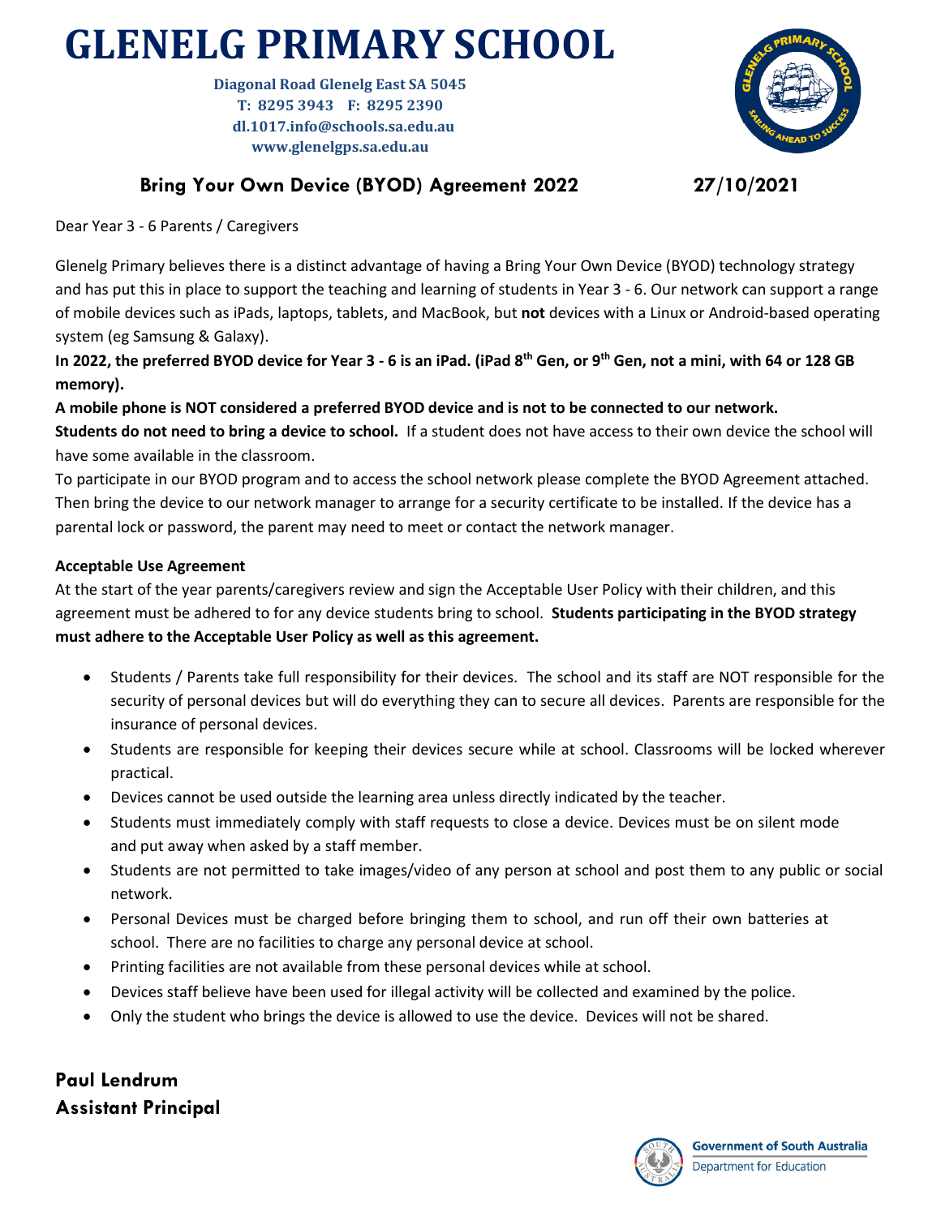# GLENELG PRIMARY SCHOOL

**Diagonal Road Glenelg East SA 5045**
**T: 8295 3943 F: 8295 2390**
**dl.1017.info@schools.sa.edu.au**
**www.glenelgps.sa.edu.au**

## Bring Your Own Device (BYOD) Agreement 2022 27/10/2021

Dear Year 3 - 6 Parents / Caregivers

Glenelg Primary believes there is a distinct advantage of having a Bring Your Own Device (BYOD) technology strategy and has put this in place to support the teaching and learning of students in Year 3 - 6. Our network can support a range of mobile devices such as iPads, laptops, tablets, and MacBook, but **not** devices with a Linux or Android-based operating system (eg Samsung & Galaxy).

**In 2022, the preferred BYOD device for Year 3 - 6 is an iPad. (iPad 8th Gen, or 9th Gen, not a mini, with 64 or 128 GB memory).**

**A mobile phone is NOT considered a preferred BYOD device and is not to be connected to our network.**

**Students do not need to bring a device to school.** If a student does not have access to their own device the school will have some available in the classroom.

To participate in our BYOD program and to access the school network please complete the BYOD Agreement attached. Then bring the device to our network manager to arrange for a security certificate to be installed. If the device has a parental lock or password, the parent may need to meet or contact the network manager.

**Acceptable Use Agreement**

At the start of the year parents/caregivers review and sign the Acceptable User Policy with their children, and this agreement must be adhered to for any device students bring to school. **Students participating in the BYOD strategy must adhere to the Acceptable User Policy as well as this agreement.**

- Students / Parents take full responsibility for their devices. The school and its staff are NOT responsible for the security of personal devices but will do everything they can to secure all devices. Parents are responsible for the insurance of personal devices.
- Students are responsible for keeping their devices secure while at school. Classrooms will be locked wherever practical.
- Devices cannot be used outside the learning area unless directly indicated by the teacher.
- Students must immediately comply with staff requests to close a device. Devices must be on silent mode and put away when asked by a staff member.
- Students are not permitted to take images/video of any person at school and post them to any public or social network.
- Personal Devices must be charged before bringing them to school, and run off their own batteries at school. There are no facilities to charge any personal device at school.
- Printing facilities are not available from these personal devices while at school.
- Devices staff believe have been used for illegal activity will be collected and examined by the police.
- Only the student who brings the device is allowed to use the device. Devices will not be shared.

**Paul Lendrum**
**Assistant Principal**

Government of South Australia
Department for Education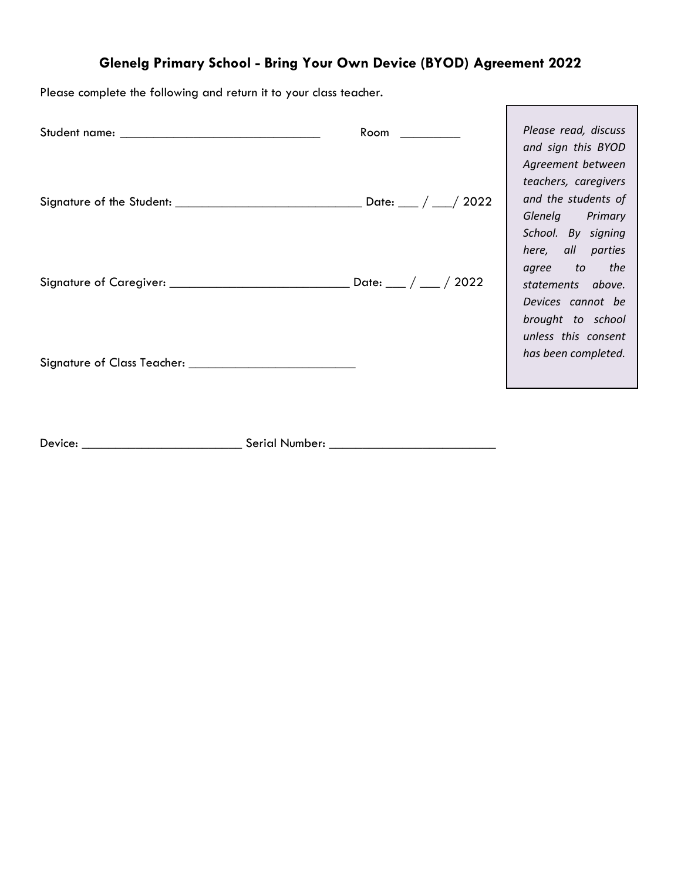## Glenelg Primary School - Bring Your Own Device (BYOD) Agreement 2022

Please complete the following and return it to your class teacher.

*Please read, discuss and sign this BYOD Agreement between teachers, caregivers and the students of Glenelg Primary School. By signing here, all parties agree to the statements above. Devices cannot be brought to school unless this consent has been completed.*

Student name: ______________________________ Room _________

Signature of the Student: ____________________________ Date: ___ / ___/ 2022

Signature of Caregiver: ___________________________ Date: ___ / ___ / 2022

Signature of Class Teacher: _________________________

Device: ________________________ Serial Number: _________________________